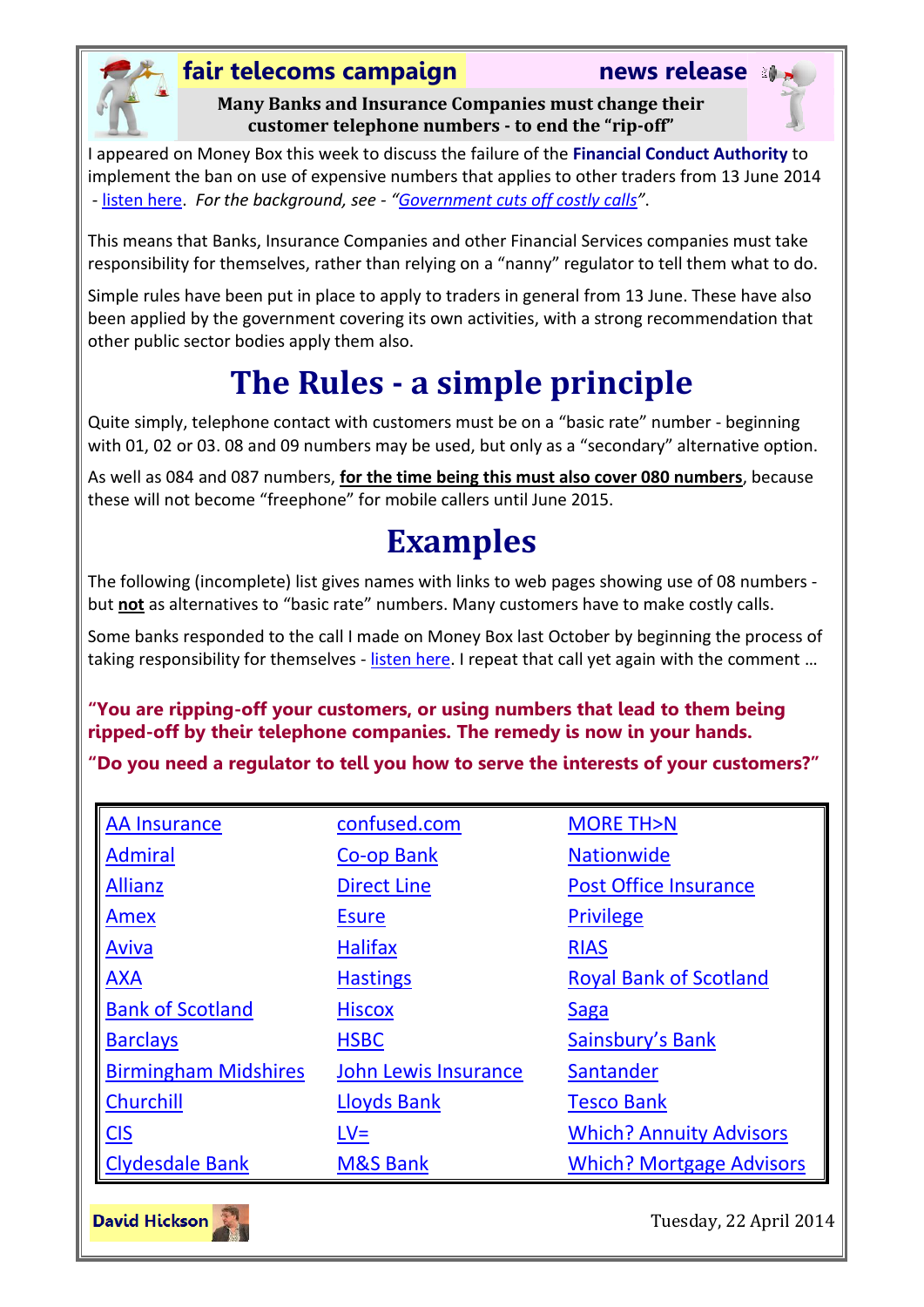**fair telecoms campaign** **news release**

**Many Banks and Insurance Companies must change their customer telephone numbers - to end the "rip-off"**

I appeared on Money Box this week to discuss the failure of the **Financial Conduct Authority** to implement the ban on use of expensive numbers that applies to other traders from 13 June 2014 - listen here. *For the background, see - "Government cuts off costly calls".*

This means that Banks, Insurance Companies and other Financial Services companies must take responsibility for themselves, rather than relying on a "nanny" regulator to tell them what to do.

Simple rules have been put in place to apply to traders in general from 13 June. These have also been applied by the government covering its own activities, with a strong recommendation that other public sector bodies apply them also.

# The Rules - a simple principle

Quite simply, telephone contact with customers must be on a "basic rate" number - beginning with 01, 02 or 03. 08 and 09 numbers may be used, but only as a "secondary" alternative option.

As well as 084 and 087 numbers, **for the time being this must also cover 080 numbers**, because these will not become "freephone" for mobile callers until June 2015.

# Examples

The following (incomplete) list gives names with links to web pages showing use of 08 numbers - but **not** as alternatives to "basic rate" numbers. Many customers have to make costly calls.

Some banks responded to the call I made on Money Box last October by beginning the process of taking responsibility for themselves - listen here. I repeat that call yet again with the comment …

**"You are ripping-off your customers, or using numbers that lead to them being ripped-off by their telephone companies. The remedy is now in your hands.**

**"Do you need a regulator to tell you how to serve the interests of your customers?"**

| | | |
|---|---|---|
| AA Insurance | confused.com | MORE TH>N |
| Admiral | Co-op Bank | Nationwide |
| Allianz | Direct Line | Post Office Insurance |
| Amex | Esure | Privilege |
| Aviva | Halifax | RIAS |
| AXA | Hastings | Royal Bank of Scotland |
| Bank of Scotland | Hiscox | Saga |
| Barclays | HSBC | Sainsbury's Bank |
| Birmingham Midshires | John Lewis Insurance | Santander |
| Churchill | Lloyds Bank | Tesco Bank |
| CIS | LV= | Which? Annuity Advisors |
| Clydesdale Bank | M&S Bank | Which? Mortgage Advisors |

**David Hickson**

Tuesday, 22 April 2014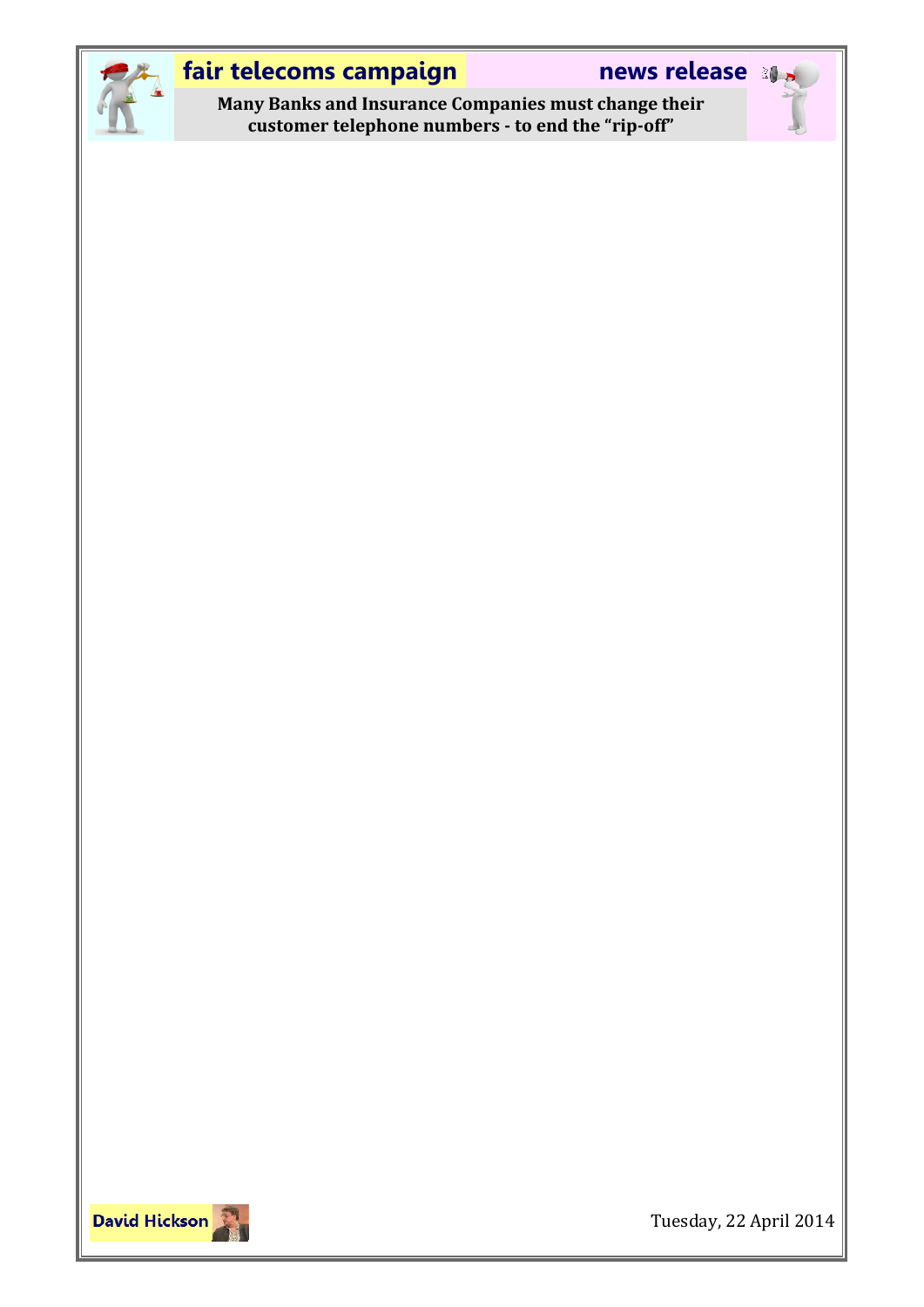**fair telecoms campaign**

**news release**

**Many Banks and Insurance Companies must change their customer telephone numbers - to end the "rip-off"**

David Hickson

Tuesday, 22 April 2014